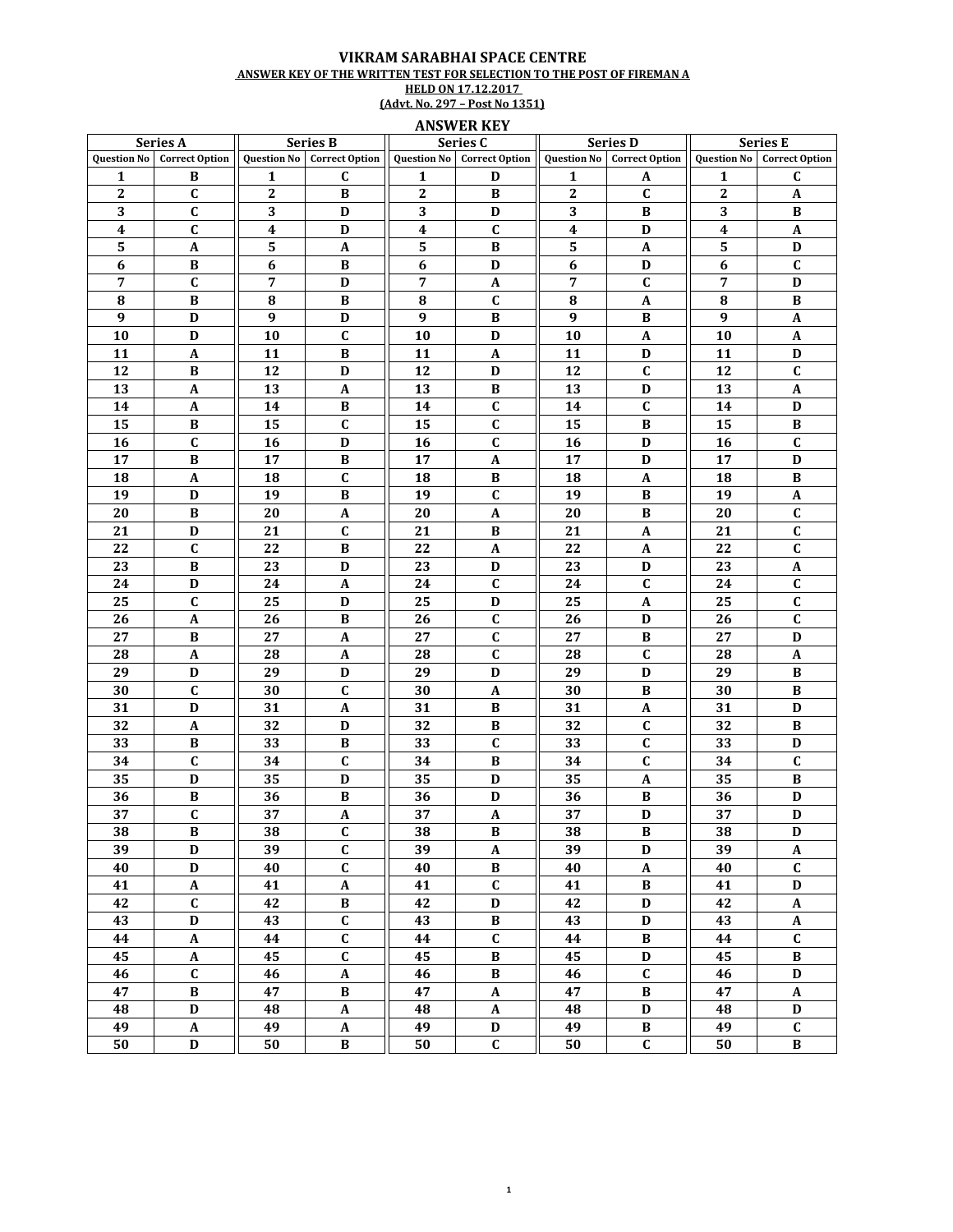# VIKRAM SARABHAI SPACE CENTRE

## ANSWER KEY OF THE WRITTEN TEST FOR SELECTION TO THE POST OF FIREMAN A

**HELD ON 17.12.2017**

**(Advt. No. 297 – Post No 1351)**

### ANSWER KEY

| Series A | | Series B | | Series C | | Series D | | Series E | |
|---|---|---|---|---|---|---|---|---|---|
| Question No | Correct Option | Question No | Correct Option | Question No | Correct Option | Question No | Correct Option | Question No | Correct Option |
| 1 | B | 1 | C | 1 | D | 1 | A | 1 | C |
| 2 | C | 2 | B | 2 | B | 2 | C | 2 | A |
| 3 | C | 3 | D | 3 | D | 3 | B | 3 | B |
| 4 | C | 4 | D | 4 | C | 4 | D | 4 | A |
| 5 | A | 5 | A | 5 | B | 5 | A | 5 | D |
| 6 | B | 6 | B | 6 | D | 6 | D | 6 | C |
| 7 | C | 7 | D | 7 | A | 7 | C | 7 | D |
| 8 | B | 8 | B | 8 | C | 8 | A | 8 | B |
| 9 | D | 9 | D | 9 | B | 9 | B | 9 | A |
| 10 | D | 10 | C | 10 | D | 10 | A | 10 | A |
| 11 | A | 11 | B | 11 | A | 11 | D | 11 | D |
| 12 | B | 12 | D | 12 | D | 12 | C | 12 | C |
| 13 | A | 13 | A | 13 | B | 13 | D | 13 | A |
| 14 | A | 14 | B | 14 | C | 14 | C | 14 | D |
| 15 | B | 15 | C | 15 | C | 15 | B | 15 | B |
| 16 | C | 16 | D | 16 | C | 16 | D | 16 | C |
| 17 | B | 17 | B | 17 | A | 17 | D | 17 | D |
| 18 | A | 18 | C | 18 | B | 18 | A | 18 | B |
| 19 | D | 19 | B | 19 | C | 19 | B | 19 | A |
| 20 | B | 20 | A | 20 | A | 20 | B | 20 | C |
| 21 | D | 21 | C | 21 | B | 21 | A | 21 | C |
| 22 | C | 22 | B | 22 | A | 22 | A | 22 | C |
| 23 | B | 23 | D | 23 | D | 23 | D | 23 | A |
| 24 | D | 24 | A | 24 | C | 24 | C | 24 | C |
| 25 | C | 25 | D | 25 | D | 25 | A | 25 | C |
| 26 | A | 26 | B | 26 | C | 26 | D | 26 | C |
| 27 | B | 27 | A | 27 | C | 27 | B | 27 | D |
| 28 | A | 28 | A | 28 | C | 28 | C | 28 | A |
| 29 | D | 29 | D | 29 | D | 29 | D | 29 | B |
| 30 | C | 30 | C | 30 | A | 30 | B | 30 | B |
| 31 | D | 31 | A | 31 | B | 31 | A | 31 | D |
| 32 | A | 32 | D | 32 | B | 32 | C | 32 | B |
| 33 | B | 33 | B | 33 | C | 33 | C | 33 | D |
| 34 | C | 34 | C | 34 | B | 34 | C | 34 | C |
| 35 | D | 35 | D | 35 | D | 35 | A | 35 | B |
| 36 | B | 36 | B | 36 | D | 36 | B | 36 | D |
| 37 | C | 37 | A | 37 | A | 37 | D | 37 | D |
| 38 | B | 38 | C | 38 | B | 38 | B | 38 | D |
| 39 | D | 39 | C | 39 | A | 39 | D | 39 | A |
| 40 | D | 40 | C | 40 | B | 40 | A | 40 | C |
| 41 | A | 41 | A | 41 | C | 41 | B | 41 | D |
| 42 | C | 42 | B | 42 | D | 42 | D | 42 | A |
| 43 | D | 43 | C | 43 | B | 43 | D | 43 | A |
| 44 | A | 44 | C | 44 | C | 44 | B | 44 | C |
| 45 | A | 45 | C | 45 | B | 45 | D | 45 | B |
| 46 | C | 46 | A | 46 | B | 46 | C | 46 | D |
| 47 | B | 47 | B | 47 | A | 47 | B | 47 | A |
| 48 | D | 48 | A | 48 | A | 48 | D | 48 | D |
| 49 | A | 49 | A | 49 | D | 49 | B | 49 | C |
| 50 | D | 50 | B | 50 | C | 50 | C | 50 | B |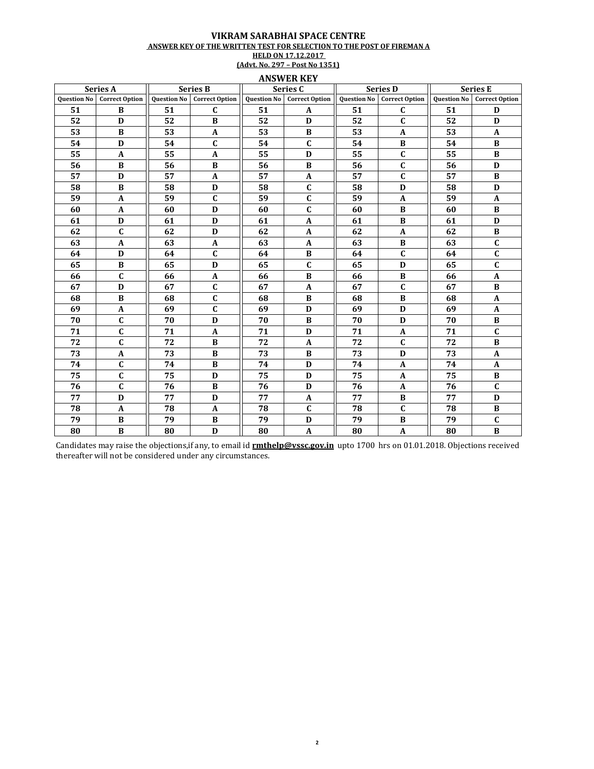# VIKRAM SARABHAI SPACE CENTRE

**ANSWER KEY OF THE WRITTEN TEST FOR SELECTION TO THE POST OF FIREMAN A**

**HELD ON 17.12.2017**

**(Advt. No. 297 – Post No 1351)**

## ANSWER KEY

| Series A | | Series B | | Series C | | Series D | | Series E | |
|---|---|---|---|---|---|---|---|---|---|
| Question No | Correct Option | Question No | Correct Option | Question No | Correct Option | Question No | Correct Option | Question No | Correct Option |
| 51 | B | 51 | C | 51 | A | 51 | C | 51 | D |
| 52 | D | 52 | B | 52 | D | 52 | C | 52 | D |
| 53 | B | 53 | A | 53 | B | 53 | A | 53 | A |
| 54 | D | 54 | C | 54 | C | 54 | B | 54 | B |
| 55 | A | 55 | A | 55 | D | 55 | C | 55 | B |
| 56 | B | 56 | B | 56 | B | 56 | C | 56 | D |
| 57 | D | 57 | A | 57 | A | 57 | C | 57 | B |
| 58 | B | 58 | D | 58 | C | 58 | D | 58 | D |
| 59 | A | 59 | C | 59 | C | 59 | A | 59 | A |
| 60 | A | 60 | D | 60 | C | 60 | B | 60 | B |
| 61 | D | 61 | D | 61 | A | 61 | B | 61 | D |
| 62 | C | 62 | D | 62 | A | 62 | A | 62 | B |
| 63 | A | 63 | A | 63 | A | 63 | B | 63 | C |
| 64 | D | 64 | C | 64 | B | 64 | C | 64 | C |
| 65 | B | 65 | D | 65 | C | 65 | D | 65 | C |
| 66 | C | 66 | A | 66 | B | 66 | B | 66 | A |
| 67 | D | 67 | C | 67 | A | 67 | C | 67 | B |
| 68 | B | 68 | C | 68 | B | 68 | B | 68 | A |
| 69 | A | 69 | C | 69 | D | 69 | D | 69 | A |
| 70 | C | 70 | D | 70 | B | 70 | D | 70 | B |
| 71 | C | 71 | A | 71 | D | 71 | A | 71 | C |
| 72 | C | 72 | B | 72 | A | 72 | C | 72 | B |
| 73 | A | 73 | B | 73 | B | 73 | D | 73 | A |
| 74 | C | 74 | B | 74 | D | 74 | A | 74 | A |
| 75 | C | 75 | D | 75 | D | 75 | A | 75 | B |
| 76 | C | 76 | B | 76 | D | 76 | A | 76 | C |
| 77 | D | 77 | D | 77 | A | 77 | B | 77 | D |
| 78 | A | 78 | A | 78 | C | 78 | C | 78 | B |
| 79 | B | 79 | B | 79 | D | 79 | B | 79 | C |
| 80 | B | 80 | D | 80 | A | 80 | A | 80 | B |

Candidates may raise the objections,if any, to email id **rmthelp@vssc.gov.in** upto 1700 hrs on 01.01.2018. Objections received thereafter will not be considered under any circumstances.